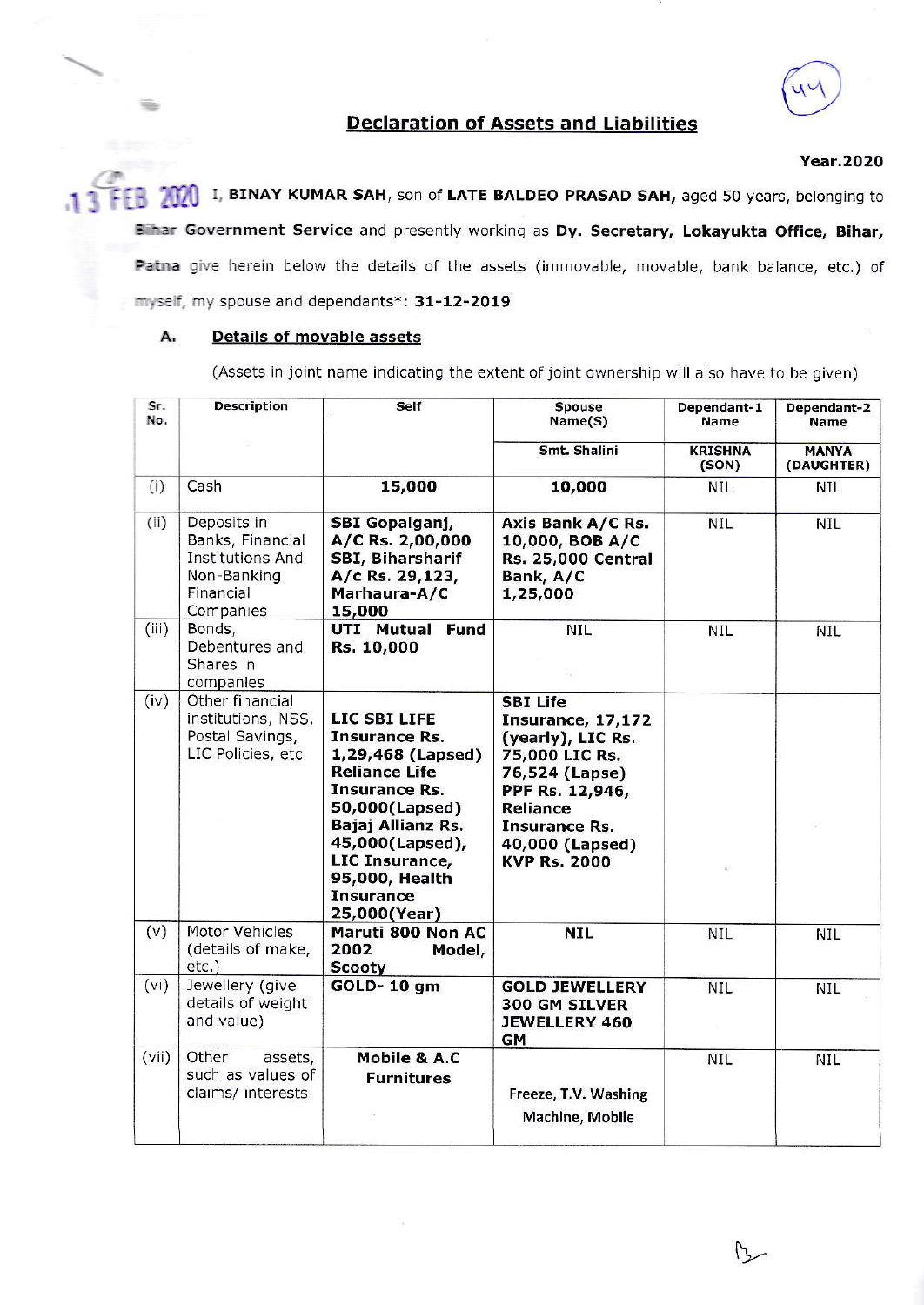# Declaration of Assets and Liabilities

**Year.2020**

13 FEB 2020 I, **BINAY KUMAR SAH**, son of **LATE BALDEO PRASAD SAH,** aged 50 years, belonging to Bihar **Government Service** and presently working as **Dy. Secretary, Lokayukta Office, Bihar, Patna** give herein below the details of the assets (immovable, movable, bank balance, etc.) of myself, my spouse and dependants*: **31-12-2019**

### A. Details of movable assets

(Assets in joint name indicating the extent of joint ownership will also have to be given)

| Sr. No. | Description | Self | Spouse Name(S) | Dependant-1 Name | Dependant-2 Name |
|---|---|---|---|---|---|
| | | | Smt. Shalini | KRISHNA (SON) | MANYA (DAUGHTER) |
| (i) | Cash | **15,000** | **10,000** | NIL | NIL |
| (ii) | Deposits in Banks, Financial Institutions And Non-Banking Financial Companies | **SBI Gopalganj, A/C Rs. 2,00,000 SBI, Biharsharif A/c Rs. 29,123, Marhaura-A/C 15,000** | **Axis Bank A/C Rs. 10,000, BOB A/C Rs. 25,000 Central Bank, A/C 1,25,000** | NIL | NIL |
| (iii) | Bonds, Debentures and Shares in companies | **UTI Mutual Fund Rs. 10,000** | NIL | NIL | NIL |
| (iv) | Other financial institutions, NSS, Postal Savings, LIC Policies, etc | **LIC SBI LIFE Insurance Rs. 1,29,468 (Lapsed) Reliance Life Insurance Rs. 50,000(Lapsed) Bajaj Allianz Rs. 45,000(Lapsed), LIC Insurance, 95,000, Health Insurance 25,000(Year)** | **SBI Life Insurance, 17,172 (yearly), LIC Rs. 75,000 LIC Rs. 76,524 (Lapse) PPF Rs. 12,946, Reliance Insurance Rs. 40,000 (Lapsed) KVP Rs. 2000** | | |
| (v) | Motor Vehicles (details of make, etc.) | **Maruti 800 Non AC 2002 Model, Scooty** | **NIL** | NIL | NIL |
| (vi) | Jewellery (give details of weight and value) | **GOLD- 10 gm** | **GOLD JEWELLERY 300 GM SILVER JEWELLERY 460 GM** | NIL | NIL |
| (vii) | Other assets, such as values of claims/ interests | **Mobile & A.C Furnitures** | Freeze, T.V. Washing Machine, Mobile | NIL | NIL |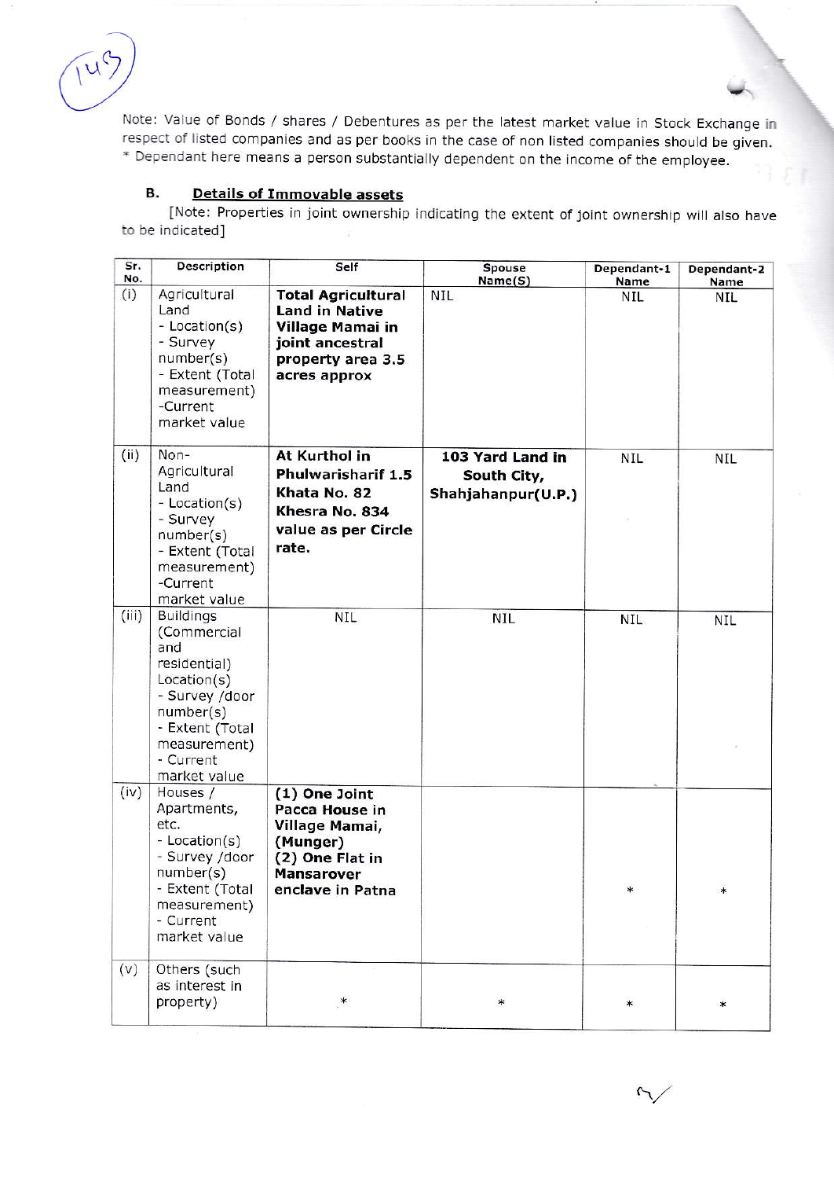Note: Value of Bonds / shares / Debentures as per the latest market value in Stock Exchange in respect of listed companies and as per books in the case of non listed companies should be given.
* Dependant here means a person substantially dependent on the income of the employee.

### B. Details of Immovable assets

[Note: Properties in joint ownership indicating the extent of joint ownership will also have to be indicated]

| Sr. No. | Description | Self | Spouse Name(S) | Dependant-1 Name | Dependant-2 Name |
|---|---|---|---|---|---|
| (i) | Agricultural Land - Location(s) - Survey number(s) - Extent (Total measurement) -Current market value | **Total Agricultural Land in Native Village Mamai in joint ancestral property area 3.5 acres approx** | NIL | NIL | NIL |
| (ii) | Non-Agricultural Land - Location(s) - Survey number(s) - Extent (Total measurement) -Current market value | **At Kurthol in Phulwarisharif 1.5 Khata No. 82 Khesra No. 834 value as per Circle rate.** | **103 Yard Land in South City, Shahjahanpur(U.P.)** | NIL | NIL |
| (iii) | Buildings (Commercial and residential) Location(s) - Survey /door number(s) - Extent (Total measurement) - Current market value | NIL | NIL | NIL | NIL |
| (iv) | Houses / Apartments, etc. - Location(s) - Survey /door number(s) - Extent (Total measurement) - Current market value | **(1) One Joint Pacca House in Village Mamai, (Munger) (2) One Flat in Mansarover enclave in Patna** | | * | * |
| (v) | Others (such as interest in property) | * | * | * | * |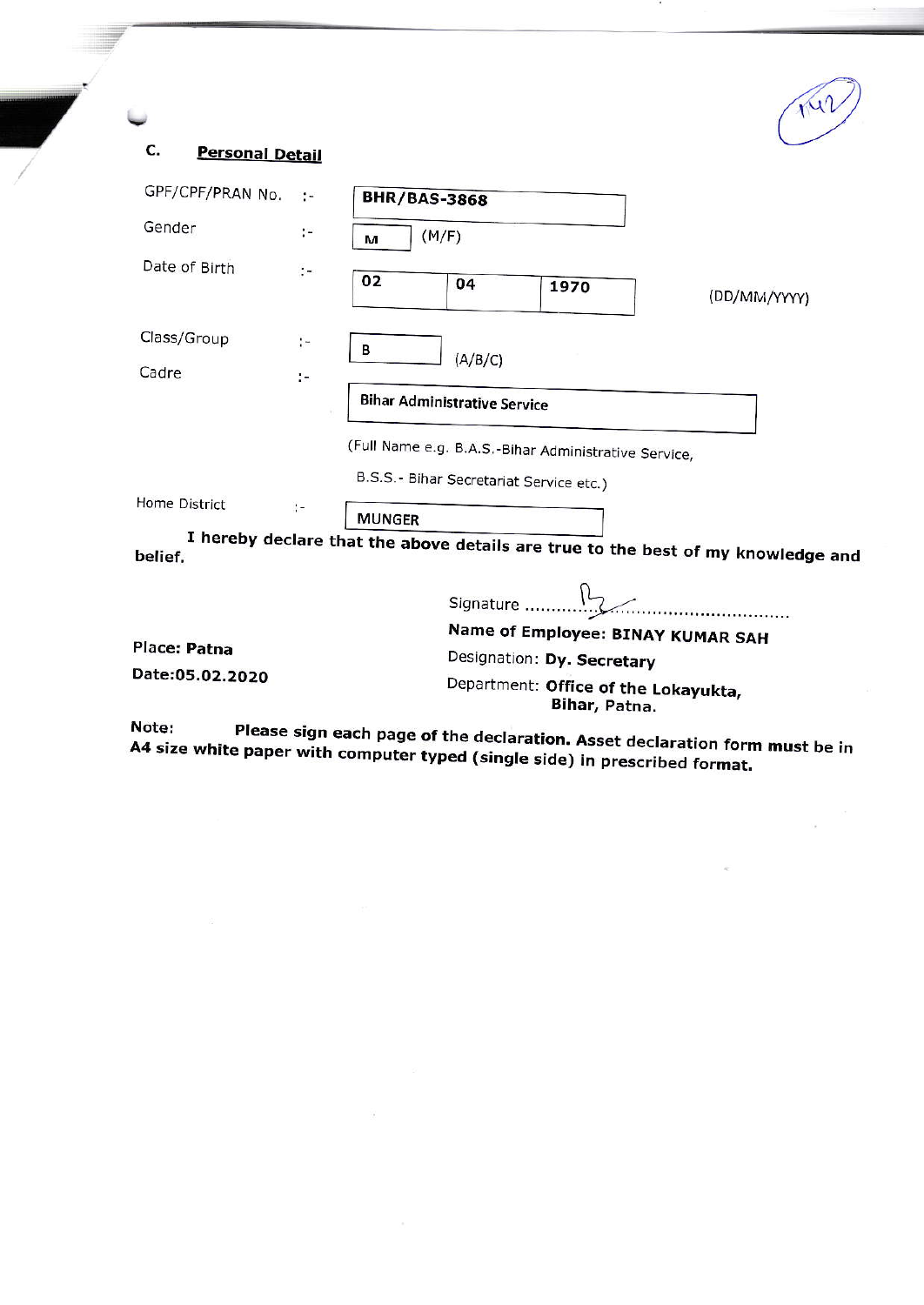## C. Personal Detail

| | | |
|---|---|---|
| GPF/CPF/PRAN No. | :- | BHR/BAS-3868 |
| Gender | :- | M (M/F) |
| Date of Birth | :- | 02 / 04 / 1970 (DD/MM/YYYY) |
| Class/Group | :- | B (A/B/C) |
| Cadre | :- | Bihar Administrative Service |
| | | (Full Name e.g. B.A.S.-Bihar Administrative Service, B.S.S.- Bihar Secretariat Service etc.) |
| Home District | :- | MUNGER |

**I hereby declare that the above details are true to the best of my knowledge and belief.**

Signature ..............................................

**Name of Employee: BINAY KUMAR SAH**

Designation: **Dy. Secretary**

Department: **Office of the Lokayukta, Bihar, Patna.**

**Place: Patna**

**Date:05.02.2020**

**Note: Please sign each page of the declaration. Asset declaration form must be in A4 size white paper with computer typed (single side) in prescribed format.**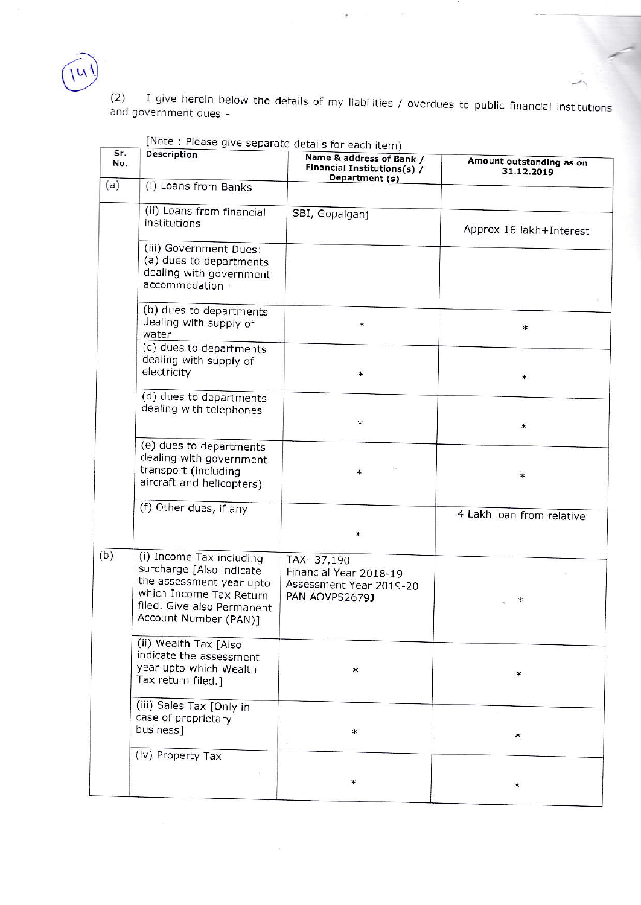(2) I give herein below the details of my liabilities / overdues to public financial institutions and government dues:-

[Note : Please give separate details for each item)

| Sr. No. | Description | Name & address of Bank / Financial Institutions(s) / Department (s) | Amount outstanding as on 31.12.2019 |
|---|---|---|---|
| (a) | (i) Loans from Banks | | |
| | (ii) Loans from financial institutions | SBI, Gopalganj | Approx 16 lakh+Interest |
| | (iii) Government Dues: (a) dues to departments dealing with government accommodation | | |
| | (b) dues to departments dealing with supply of water | * | * |
| | (c) dues to departments dealing with supply of electricity | * | * |
| | (d) dues to departments dealing with telephones | * | * |
| | (e) dues to departments dealing with government transport (including aircraft and helicopters) | * | * |
| | (f) Other dues, if any | * | 4 Lakh loan from relative |
| (b) | (i) Income Tax including surcharge [Also indicate the assessment year upto which Income Tax Return filed. Give also Permanent Account Number (PAN)] | TAX- 37,190 Financial Year 2018-19 Assessment Year 2019-20 PAN AOVPS2679J | * |
| | (ii) Wealth Tax [Also indicate the assessment year upto which Wealth Tax return filed.] | * | * |
| | (iii) Sales Tax [Only in case of proprietary business] | * | * |
| | (iv) Property Tax | * | * |